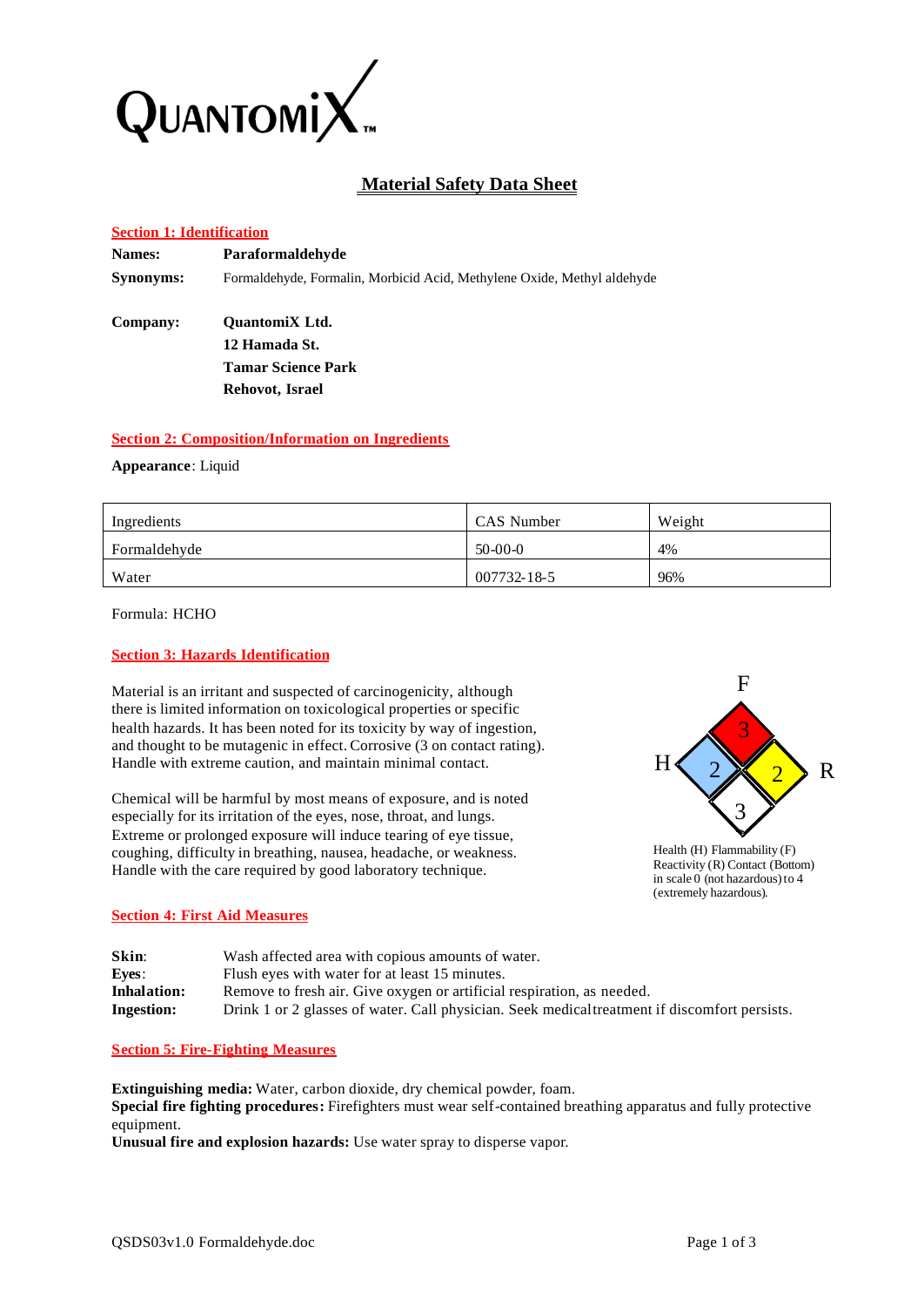QUANTOMIX™

# Material Safety Data Sheet

## Section 1: Identification

**Names:** **Paraformaldehyde**

**Synonyms:** Formaldehyde, Formalin, Morbicid Acid, Methylene Oxide, Methyl aldehyde

**Company:** **QuantomiX Ltd.**
**12 Hamada St.**
**Tamar Science Park**
**Rehovot, Israel**

## Section 2: Composition/Information on Ingredients

**Appearance**: Liquid

| Ingredients | CAS Number | Weight |
|---|---|---|
| Formaldehyde | 50-00-0 | 4% |
| Water | 007732-18-5 | 96% |

Formula: HCHO

## Section 3: Hazards Identification

Material is an irritant and suspected of carcinogenicity, although there is limited information on toxicological properties or specific health hazards. It has been noted for its toxicity by way of ingestion, and thought to be mutagenic in effect. Corrosive (3 on contact rating). Handle with extreme caution, and maintain minimal contact.

Chemical will be harmful by most means of exposure, and is noted especially for its irritation of the eyes, nose, throat, and lungs. Extreme or prolonged exposure will induce tearing of eye tissue, coughing, difficulty in breathing, nausea, headache, or weakness. Handle with the care required by good laboratory technique.

F: 3, H: 2, R: 2, Contact: 3

Health (H) Flammability (F) Reactivity (R) Contact (Bottom) in scale 0 (not hazardous) to 4 (extremely hazardous).

## Section 4: First Aid Measures

**Skin**: Wash affected area with copious amounts of water.
**Eyes**: Flush eyes with water for at least 15 minutes.
**Inhalation:** Remove to fresh air. Give oxygen or artificial respiration, as needed.
**Ingestion:** Drink 1 or 2 glasses of water. Call physician. Seek medical treatment if discomfort persists.

## Section 5: Fire-Fighting Measures

**Extinguishing media:** Water, carbon dioxide, dry chemical powder, foam.
**Special fire fighting procedures:** Firefighters must wear self-contained breathing apparatus and fully protective equipment.
**Unusual fire and explosion hazards:** Use water spray to disperse vapor.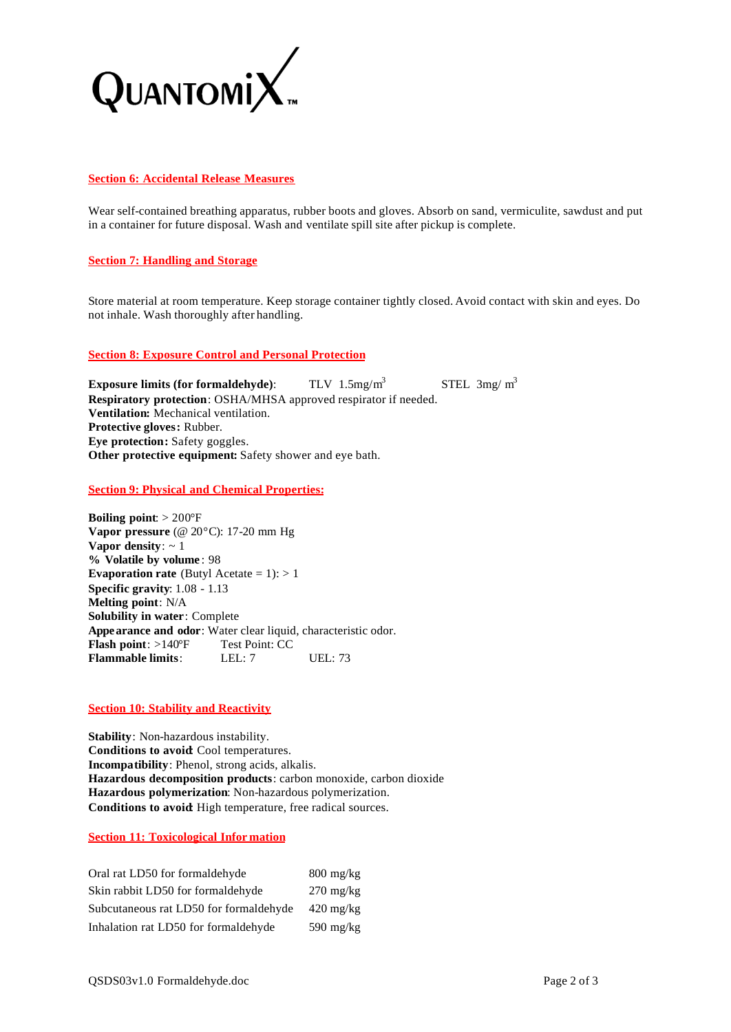QUANTOMIX™

## Section 6: Accidental Release Measures

Wear self-contained breathing apparatus, rubber boots and gloves. Absorb on sand, vermiculite, sawdust and put in a container for future disposal. Wash and ventilate spill site after pickup is complete.

## Section 7: Handling and Storage

Store material at room temperature. Keep storage container tightly closed. Avoid contact with skin and eyes. Do not inhale. Wash thoroughly after handling.

## Section 8: Exposure Control and Personal Protection

**Exposure limits (for formaldehyde)**: TLV 1.5mg/$m^3$ STEL 3mg/ $m^3$
**Respiratory protection**: OSHA/MHSA approved respirator if needed.
**Ventilation:** Mechanical ventilation.
**Protective gloves:** Rubber.
**Eye protection:** Safety goggles.
**Other protective equipment:** Safety shower and eye bath.

## Section 9: Physical and Chemical Properties:

**Boiling point**: > 200°F
**Vapor pressure** (@ 20°C): 17-20 mm Hg
**Vapor density**: ~ 1
**% Volatile by volume**: 98
**Evaporation rate** (Butyl Acetate = 1): > 1
**Specific gravity**: 1.08 - 1.13
**Melting point**: N/A
**Solubility in water**: Complete
**Appearance and odor**: Water clear liquid, characteristic odor.
**Flash point**: >140°F Test Point: CC
**Flammable limits**: LEL: 7 UEL: 73

## Section 10: Stability and Reactivity

**Stability**: Non-hazardous instability.
**Conditions to avoid**: Cool temperatures.
**Incompatibility**: Phenol, strong acids, alkalis.
**Hazardous decomposition products**: carbon monoxide, carbon dioxide
**Hazardous polymerization**: Non-hazardous polymerization.
**Conditions to avoid**: High temperature, free radical sources.

## Section 11: Toxicological Information

| | |
|---|---|
| Oral rat LD50 for formaldehyde | 800 mg/kg |
| Skin rabbit LD50 for formaldehyde | 270 mg/kg |
| Subcutaneous rat LD50 for formaldehyde | 420 mg/kg |
| Inhalation rat LD50 for formaldehyde | 590 mg/kg |

QSDS03v1.0 Formaldehyde.doc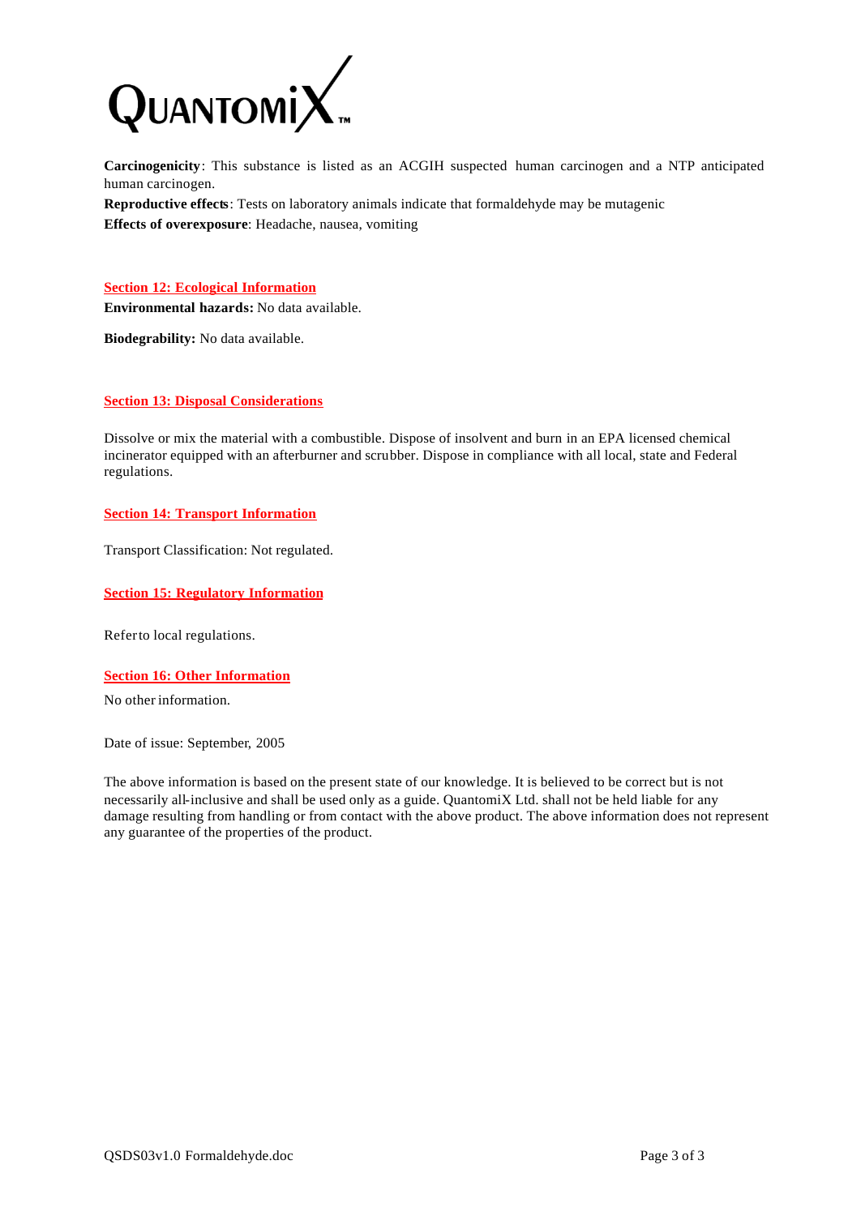**Carcinogenicity**: This substance is listed as an ACGIH suspected human carcinogen and a NTP anticipated human carcinogen.

**Reproductive effects**: Tests on laboratory animals indicate that formaldehyde may be mutagenic

**Effects of overexposure**: Headache, nausea, vomiting

## Section 12: Ecological Information

**Environmental hazards:** No data available.

**Biodegrability:** No data available.

## Section 13: Disposal Considerations

Dissolve or mix the material with a combustible. Dispose of insolvent and burn in an EPA licensed chemical incinerator equipped with an afterburner and scrubber. Dispose in compliance with all local, state and Federal regulations.

## Section 14: Transport Information

Transport Classification: Not regulated.

## Section 15: Regulatory Information

Refer to local regulations.

## Section 16: Other Information

No other information.

Date of issue: September, 2005

The above information is based on the present state of our knowledge. It is believed to be correct but is not necessarily all-inclusive and shall be used only as a guide. QuantomiX Ltd. shall not be held liable for any damage resulting from handling or from contact with the above product. The above information does not represent any guarantee of the properties of the product.